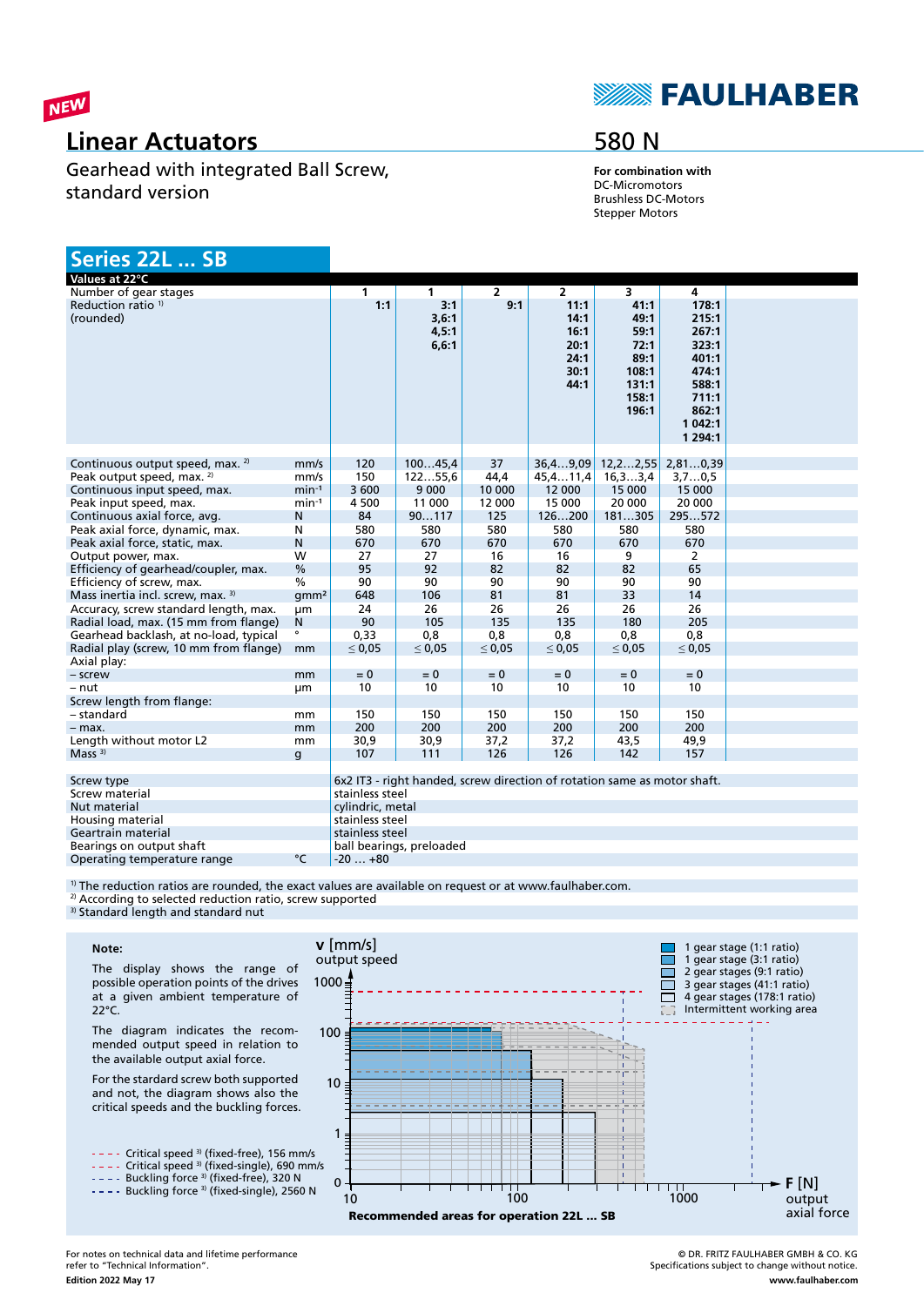NEW

# Linear Actuators

Gearhead with integrated Ball Screw, standard version

# 580 N

**For combination with**
DC-Micromotors
Brushless DC-Motors
Stepper Motors

## Series 22L ... SB

| Values at 22°C | | | | | | | |
|---|---|---|---|---|---|---|---|
| Number of gear stages | | 1 | 1 | 2 | 2 | 3 | 4 |
| Reduction ratio [1] (rounded) | | **1:1** | **3:1** **3,6:1** **4,5:1** **6,6:1** | **9:1** | **11:1** **14:1** **16:1** **20:1** **24:1** **30:1** **44:1** | **41:1** **49:1** **59:1** **72:1** **89:1** **108:1** **131:1** **158:1** **196:1** | **178:1** **215:1** **267:1** **323:1** **401:1** **474:1** **588:1** **711:1** **862:1** **1 042:1** **1 294:1** |
| Continuous output speed, max. [2] | mm/s | 120 | 100…45,4 | 37 | 36,4…9,09 | 12,2…2,55 | 2,81…0,39 |
| Peak output speed, max. [2] | mm/s | 150 | 122…55,6 | 44,4 | 45,4…11,4 | 16,3…3,4 | 3,7…0,5 |
| Continuous input speed, max. | min⁻¹ | 3 600 | 9 000 | 10 000 | 12 000 | 15 000 | 15 000 |
| Peak input speed, max. | min⁻¹ | 4 500 | 11 000 | 12 000 | 15 000 | 20 000 | 20 000 |
| Continuous axial force, avg. | N | 84 | 90…117 | 125 | 126…200 | 181…305 | 295…572 |
| Peak axial force, dynamic, max. | N | 580 | 580 | 580 | 580 | 580 | 580 |
| Peak axial force, static, max. | N | 670 | 670 | 670 | 670 | 670 | 670 |
| Output power, max. | W | 27 | 27 | 16 | 16 | 9 | 2 |
| Efficiency of gearhead/coupler, max. | % | 95 | 92 | 82 | 82 | 82 | 65 |
| Efficiency of screw, max. | % | 90 | 90 | 90 | 90 | 90 | 90 |
| Mass inertia incl. screw, max. [3] | gmm² | 648 | 106 | 81 | 81 | 33 | 14 |
| Accuracy, screw standard length, max. | µm | 24 | 26 | 26 | 26 | 26 | 26 |
| Radial load, max. (15 mm from flange) | N | 90 | 105 | 135 | 135 | 180 | 205 |
| Gearhead backlash, at no-load, typical | ° | 0,33 | 0,8 | 0,8 | 0,8 | 0,8 | 0,8 |
| Radial play (screw, 10 mm from flange) | mm | ≤ 0,05 | ≤ 0,05 | ≤ 0,05 | ≤ 0,05 | ≤ 0,05 | ≤ 0,05 |
| Axial play: | | | | | | | |
| – screw | mm | = 0 | = 0 | = 0 | = 0 | = 0 | = 0 |
| – nut | µm | 10 | 10 | 10 | 10 | 10 | 10 |
| Screw length from flange: | | | | | | | |
| – standard | mm | 150 | 150 | 150 | 150 | 150 | 150 |
| – max. | mm | 200 | 200 | 200 | 200 | 200 | 200 |
| Length without motor L2 | mm | 30,9 | 30,9 | 37,2 | 37,2 | 43,5 | 49,9 |
| Mass [3] | g | 107 | 111 | 126 | 126 | 142 | 157 |

| | | |
|---|---|---|
| Screw type | | 6x2 IT3 - right handed, screw direction of rotation same as motor shaft. |
| Screw material | | stainless steel |
| Nut material | | cylindric, metal |
| Housing material | | stainless steel |
| Geartrain material | | stainless steel |
| Bearings on output shaft | | ball bearings, preloaded |
| Operating temperature range | °C | -20 … +80 |

[1] The reduction ratios are rounded, the exact values are available on request or at www.faulhaber.com.
[2] According to selected reduction ratio, screw supported
[3] Standard length and standard nut

**Note:**

The display shows the range of possible operation points of the drives at a given ambient temperature of 22°C.

The diagram indicates the recommended output speed in relation to the available output axial force.

For the standard screw both supported and not, the diagram shows also the critical speeds and the buckling forces.

- Critical speed [3] (fixed-free), 156 mm/s
- Critical speed [3] (fixed-single), 690 mm/s
- Buckling force [3] (fixed-free), 320 N
- Buckling force [3] (fixed-single), 2560 N

v [mm/s] output speed — F [N] output axial force

- 1 gear stage (1:1 ratio)
- 1 gear stage (3:1 ratio)
- 2 gear stages (9:1 ratio)
- 3 gear stages (41:1 ratio)
- 4 gear stages (178:1 ratio)
- Intermittent working area

**Recommended areas for operation 22L ... SB**

For notes on technical data and lifetime performance refer to "Technical Information".
**Edition 2022 May 17**

© DR. FRITZ FAULHABER GMBH & CO. KG
Specifications subject to change without notice.
**www.faulhaber.com**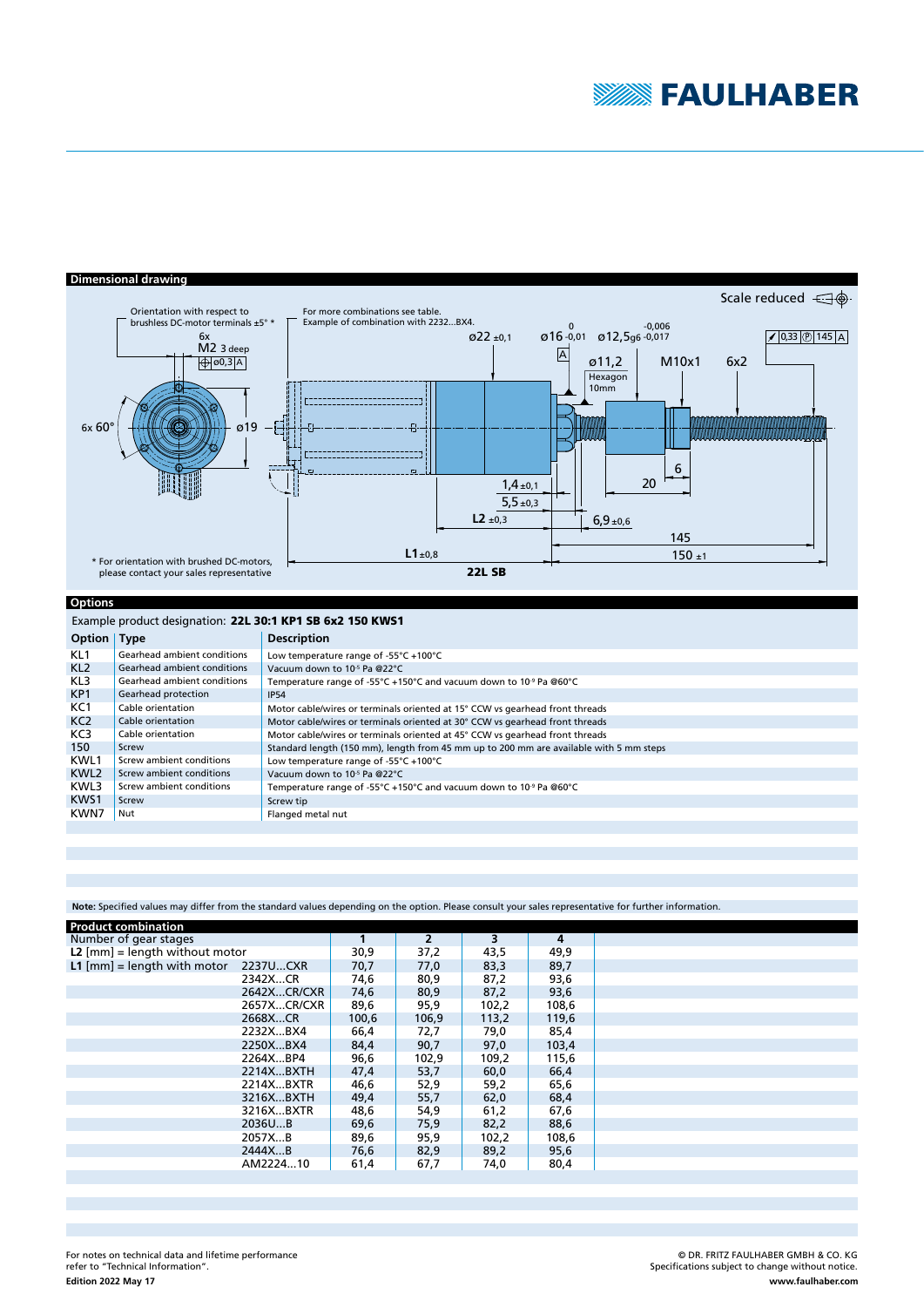## Dimensional drawing

Scale reduced

Orientation with respect to brushless DC-motor terminals ±5° *

6x M2 3 deep

⌖ ø0,3 A

6x 60°

ø19

For more combinations see table. Example of combination with 2232...BX4.

ø22 ±0,1

ø16 0 -0,01

ø12,5g6 -0,006 -0,017

A

ø11,2

Hexagon 10mm

M10x1

6x2

↗ 0,33 Ⓟ 145 A

1,4 ±0,1

5,5 ±0,3

L2 ±0,3

6,9 ±0,6

20

6

145

150 ±1

L1 ±0,8

22L SB

* For orientation with brushed DC-motors, please contact your sales representative

## Options

Example product designation: **22L 30:1 KP1 SB 6x2 150 KWS1**

| Option | Type | Description |
|---|---|---|
| KL1 | Gearhead ambient conditions | Low temperature range of -55°C +100°C |
| KL2 | Gearhead ambient conditions | Vacuum down to $10^{-5}$ Pa @22°C |
| KL3 | Gearhead ambient conditions | Temperature range of -55°C +150°C and vacuum down to $10^{-9}$ Pa @60°C |
| KP1 | Gearhead protection | IP54 |
| KC1 | Cable orientation | Motor cable/wires or terminals oriented at 15° CCW vs gearhead front threads |
| KC2 | Cable orientation | Motor cable/wires or terminals oriented at 30° CCW vs gearhead front threads |
| KC3 | Cable orientation | Motor cable/wires or terminals oriented at 45° CCW vs gearhead front threads |
| 150 | Screw | Standard length (150 mm), length from 45 mm up to 200 mm are available with 5 mm steps |
| KWL1 | Screw ambient conditions | Low temperature range of -55°C +100°C |
| KWL2 | Screw ambient conditions | Vacuum down to $10^{-5}$ Pa @22°C |
| KWL3 | Screw ambient conditions | Temperature range of -55°C +150°C and vacuum down to $10^{-9}$ Pa @60°C |
| KWS1 | Screw | Screw tip |
| KWN7 | Nut | Flanged metal nut |

**Note:** Specified values may differ from the standard values depending on the option. Please consult your sales representative for further information.

## Product combination

| Number of gear stages | | 1 | 2 | 3 | 4 |
|---|---|---|---|---|---|
| **L2** [mm] = length without motor | | 30,9 | 37,2 | 43,5 | 49,9 |
| **L1** [mm] = length with motor | 2237U...CXR | 70,7 | 77,0 | 83,3 | 89,7 |
| | 2342X...CR | 74,6 | 80,9 | 87,2 | 93,6 |
| | 2642X...CR/CXR | 74,6 | 80,9 | 87,2 | 93,6 |
| | 2657X...CR/CXR | 89,6 | 95,9 | 102,2 | 108,6 |
| | 2668X...CR | 100,6 | 106,9 | 113,2 | 119,6 |
| | 2232X...BX4 | 66,4 | 72,7 | 79,0 | 85,4 |
| | 2250X...BX4 | 84,4 | 90,7 | 97,0 | 103,4 |
| | 2264X...BP4 | 96,6 | 102,9 | 109,2 | 115,6 |
| | 2214X...BXTH | 47,4 | 53,7 | 60,0 | 66,4 |
| | 2214X...BXTR | 46,6 | 52,9 | 59,2 | 65,6 |
| | 3216X...BXTH | 49,4 | 55,7 | 62,0 | 68,4 |
| | 3216X...BXTR | 48,6 | 54,9 | 61,2 | 67,6 |
| | 2036U...B | 69,6 | 75,9 | 82,2 | 88,6 |
| | 2057X...B | 89,6 | 95,9 | 102,2 | 108,6 |
| | 2444X...B | 76,6 | 82,9 | 89,2 | 95,6 |
| | AM2224...10 | 61,4 | 67,7 | 74,0 | 80,4 |

For notes on technical data and lifetime performance refer to "Technical Information".

**Edition 2022 May 17**

© DR. FRITZ FAULHABER GMBH & CO. KG
Specifications subject to change without notice.
**www.faulhaber.com**